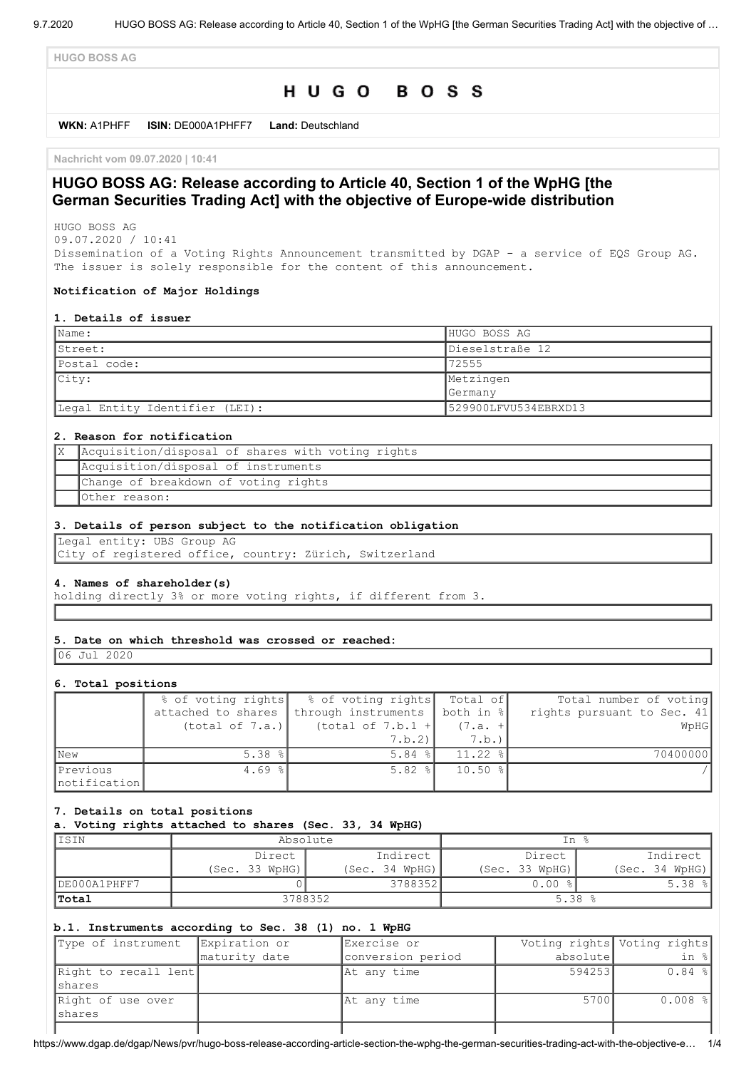HUGO BOSS AG

# H U G O   B O S S

**WKN:** A1PHFF **ISIN:** DE000A1PHFF7 **Land:** Deutschland

Nachricht vom 09.07.2020 | 10:41

## HUGO BOSS AG: Release according to Article 40, Section 1 of the WpHG [the German Securities Trading Act] with the objective of Europe-wide distribution

HUGO BOSS AG
09.07.2020 / 10:41
Dissemination of a Voting Rights Announcement transmitted by DGAP - a service of EQS Group AG.
The issuer is solely responsible for the content of this announcement.

**Notification of Major Holdings**

**1. Details of issuer**

| | |
|---|---|
| Name: | HUGO BOSS AG |
| Street: | Dieselstraße 12 |
| Postal code: | 72555 |
| City: | Metzingen Germany |
| Legal Entity Identifier (LEI): | 529900LFVU534EBRXD13 |

**2. Reason for notification**

| | |
|---|---|
| X | Acquisition/disposal of shares with voting rights |
| | Acquisition/disposal of instruments |
| | Change of breakdown of voting rights |
| | Other reason: |

**3. Details of person subject to the notification obligation**

Legal entity: UBS Group AG
City of registered office, country: Zürich, Switzerland

**4. Names of shareholder(s)**

holding directly 3% or more voting rights, if different from 3.

**5. Date on which threshold was crossed or reached:**

06 Jul 2020

**6. Total positions**

| | % of voting rights attached to shares (total of 7.a.) | % of voting rights through instruments (total of 7.b.1 + 7.b.2) | Total of both in % (7.a. + 7.b.) | Total number of voting rights pursuant to Sec. 41 WpHG |
|---|---|---|---|---|
| New | 5.38 % | 5.84 % | 11.22 % | 70400000 |
| Previous notification | 4.69 % | 5.82 % | 10.50 % | / |

**7. Details on total positions**

**a. Voting rights attached to shares (Sec. 33, 34 WpHG)**

| ISIN | Absolute | | In % | |
|---|---|---|---|---|
| | Direct (Sec. 33 WpHG) | Indirect (Sec. 34 WpHG) | Direct (Sec. 33 WpHG) | Indirect (Sec. 34 WpHG) |
| DE000A1PHFF7 | 0 | 3788352 | 0.00 % | 5.38 % |
| **Total** | 3788352 | | 5.38 % | |

**b.1. Instruments according to Sec. 38 (1) no. 1 WpHG**

| Type of instrument | Expiration or maturity date | Exercise or conversion period | Voting rights absolute | Voting rights in % |
|---|---|---|---|---|
| Right to recall lent shares | | At any time | 594253 | 0.84 % |
| Right of use over shares | | At any time | 5700 | 0.008 % |
| | | | | |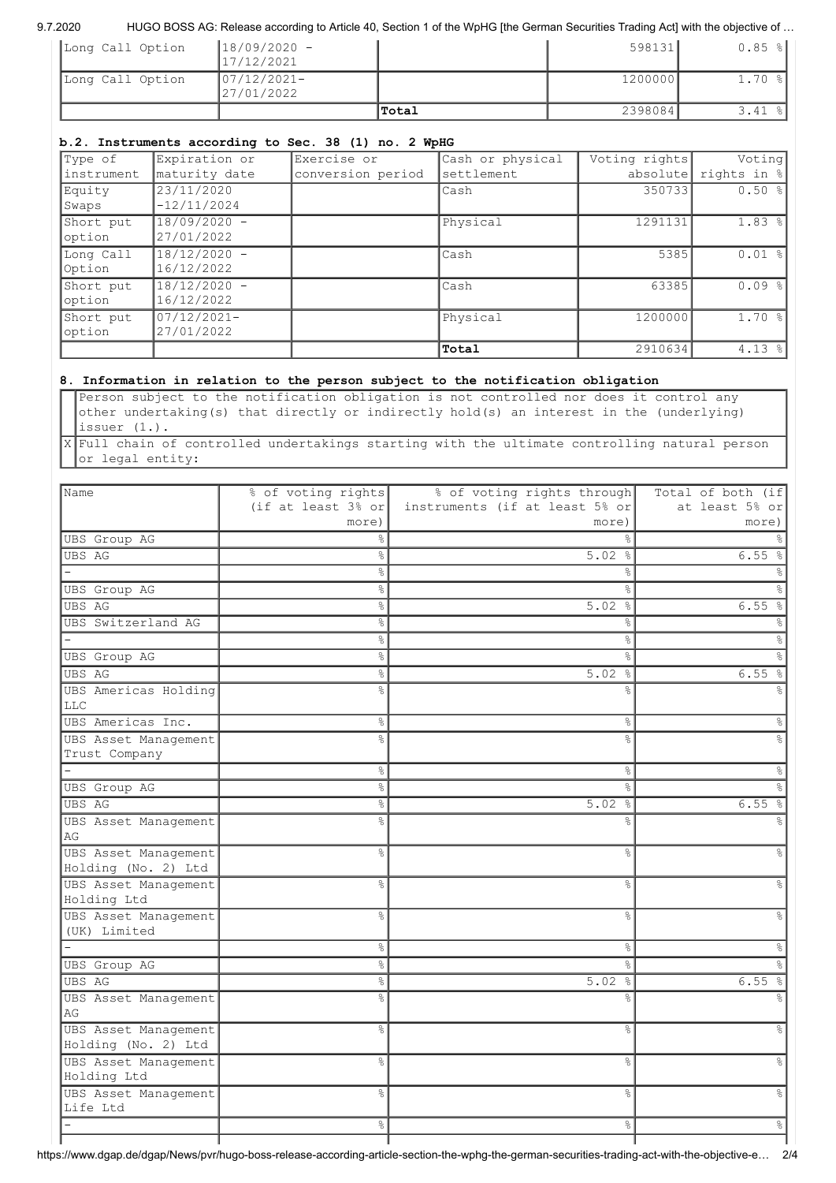| | | | | |
|---|---|---|---|---|
| Long Call Option | 18/09/2020 - 17/12/2021 | | 598131 | 0.85 % |
| Long Call Option | 07/12/2021- 27/01/2022 | | 1200000 | 1.70 % |
| | | **Total** | 2398084 | 3.41 % |

### b.2. Instruments according to Sec. 38 (1) no. 2 WpHG

| Type of instrument | Expiration or maturity date | Exercise or conversion period | Cash or physical settlement | Voting rights absolute | Voting rights in % |
|---|---|---|---|---|---|
| Equity Swaps | 23/11/2020 -12/11/2024 | | Cash | 350733 | 0.50 % |
| Short put option | 18/09/2020 - 27/01/2022 | | Physical | 1291131 | 1.83 % |
| Long Call Option | 18/12/2020 - 16/12/2022 | | Cash | 5385 | 0.01 % |
| Short put option | 18/12/2020 - 16/12/2022 | | Cash | 63385 | 0.09 % |
| Short put option | 07/12/2021- 27/01/2022 | | Physical | 1200000 | 1.70 % |
| | | | **Total** | 2910634 | 4.13 % |

### 8. Information in relation to the person subject to the notification obligation

| | |
|---|---|
| | Person subject to the notification obligation is not controlled nor does it control any other undertaking(s) that directly or indirectly hold(s) an interest in the (underlying) issuer (1.). |
| X | Full chain of controlled undertakings starting with the ultimate controlling natural person or legal entity: |

| Name | % of voting rights (if at least 3% or more) | % of voting rights through instruments (if at least 5% or more) | Total of both (if at least 5% or more) |
|---|---|---|---|
| UBS Group AG | % | % | % |
| UBS AG | % | 5.02 % | 6.55 % |
| - | % | % | % |
| UBS Group AG | % | % | % |
| UBS AG | % | 5.02 % | 6.55 % |
| UBS Switzerland AG | % | % | % |
| - | % | % | % |
| UBS Group AG | % | % | % |
| UBS AG | % | 5.02 % | 6.55 % |
| UBS Americas Holding LLC | % | % | % |
| UBS Americas Inc. | % | % | % |
| UBS Asset Management Trust Company | % | % | % |
| - | % | % | % |
| UBS Group AG | % | % | % |
| UBS AG | % | 5.02 % | 6.55 % |
| UBS Asset Management AG | % | % | % |
| UBS Asset Management Holding (No. 2) Ltd | % | % | % |
| UBS Asset Management Holding Ltd | % | % | % |
| UBS Asset Management (UK) Limited | % | % | % |
| - | % | % | % |
| UBS Group AG | % | % | % |
| UBS AG | % | 5.02 % | 6.55 % |
| UBS Asset Management AG | % | % | % |
| UBS Asset Management Holding (No. 2) Ltd | % | % | % |
| UBS Asset Management Holding Ltd | % | % | % |
| UBS Asset Management Life Ltd | % | % | % |
| - | % | % | % |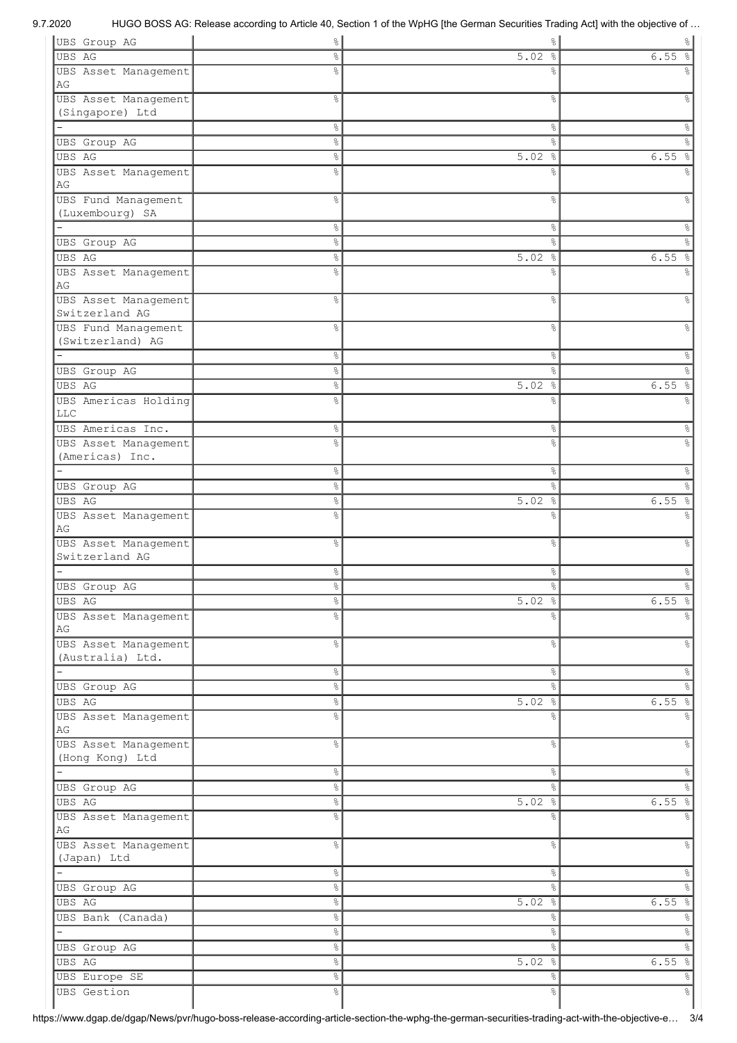| | | | |
|---|---|---|---|
| UBS Group AG | % | % | % |
| UBS AG | % | 5.02 % | 6.55 % |
| UBS Asset Management AG | % | % | % |
| UBS Asset Management (Singapore) Ltd | % | % | % |
| - | % | % | % |
| UBS Group AG | % | % | % |
| UBS AG | % | 5.02 % | 6.55 % |
| UBS Asset Management AG | % | % | % |
| UBS Fund Management (Luxembourg) SA | % | % | % |
| - | % | % | % |
| UBS Group AG | % | % | % |
| UBS AG | % | 5.02 % | 6.55 % |
| UBS Asset Management AG | % | % | % |
| UBS Asset Management Switzerland AG | % | % | % |
| UBS Fund Management (Switzerland) AG | % | % | % |
| - | % | % | % |
| UBS Group AG | % | % | % |
| UBS AG | % | 5.02 % | 6.55 % |
| UBS Americas Holding LLC | % | % | % |
| UBS Americas Inc. | % | % | % |
| UBS Asset Management (Americas) Inc. | % | % | % |
| - | % | % | % |
| UBS Group AG | % | % | % |
| UBS AG | % | 5.02 % | 6.55 % |
| UBS Asset Management AG | % | % | % |
| UBS Asset Management Switzerland AG | % | % | % |
| - | % | % | % |
| UBS Group AG | % | % | % |
| UBS AG | % | 5.02 % | 6.55 % |
| UBS Asset Management AG | % | % | % |
| UBS Asset Management (Australia) Ltd. | % | % | % |
| - | % | % | % |
| UBS Group AG | % | % | % |
| UBS AG | % | 5.02 % | 6.55 % |
| UBS Asset Management AG | % | % | % |
| UBS Asset Management (Hong Kong) Ltd | % | % | % |
| - | % | % | % |
| UBS Group AG | % | % | % |
| UBS AG | % | 5.02 % | 6.55 % |
| UBS Asset Management AG | % | % | % |
| UBS Asset Management (Japan) Ltd | % | % | % |
| - | % | % | % |
| UBS Group AG | % | % | % |
| UBS AG | % | 5.02 % | 6.55 % |
| UBS Bank (Canada) | % | % | % |
| - | % | % | % |
| UBS Group AG | % | % | % |
| UBS AG | % | 5.02 % | 6.55 % |
| UBS Europe SE | % | % | % |
| UBS Gestion | % | % | % |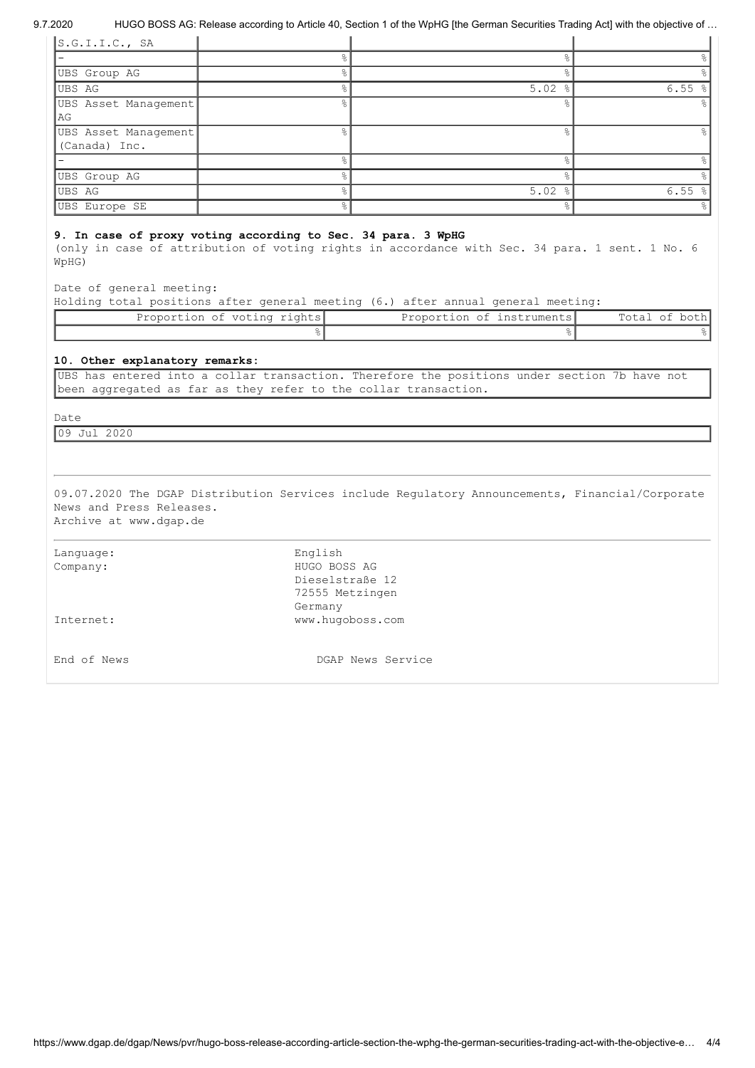| | | | |
|---|---|---|---|
| S.G.I.I.C., SA | | | |
| - | % | % | % |
| UBS Group AG | % | % | % |
| UBS AG | % | 5.02 % | 6.55 % |
| UBS Asset Management AG | % | % | % |
| UBS Asset Management (Canada) Inc. | % | % | % |
| - | % | % | % |
| UBS Group AG | % | % | % |
| UBS AG | % | 5.02 % | 6.55 % |
| UBS Europe SE | % | % | % |

**9. In case of proxy voting according to Sec. 34 para. 3 WpHG**
(only in case of attribution of voting rights in accordance with Sec. 34 para. 1 sent. 1 No. 6 WpHG)

Date of general meeting:
Holding total positions after general meeting (6.) after annual general meeting:

| Proportion of voting rights | Proportion of instruments | Total of both |
|---|---|---|
| % | % | % |

**10. Other explanatory remarks:**

UBS has entered into a collar transaction. Therefore the positions under section 7b have not been aggregated as far as they refer to the collar transaction.

Date

09 Jul 2020

---

09.07.2020 The DGAP Distribution Services include Regulatory Announcements, Financial/Corporate News and Press Releases.
Archive at www.dgap.de

---

Language: English
Company: HUGO BOSS AG
Dieselstraße 12
72555 Metzingen
Germany
Internet: www.hugoboss.com

End of News DGAP News Service